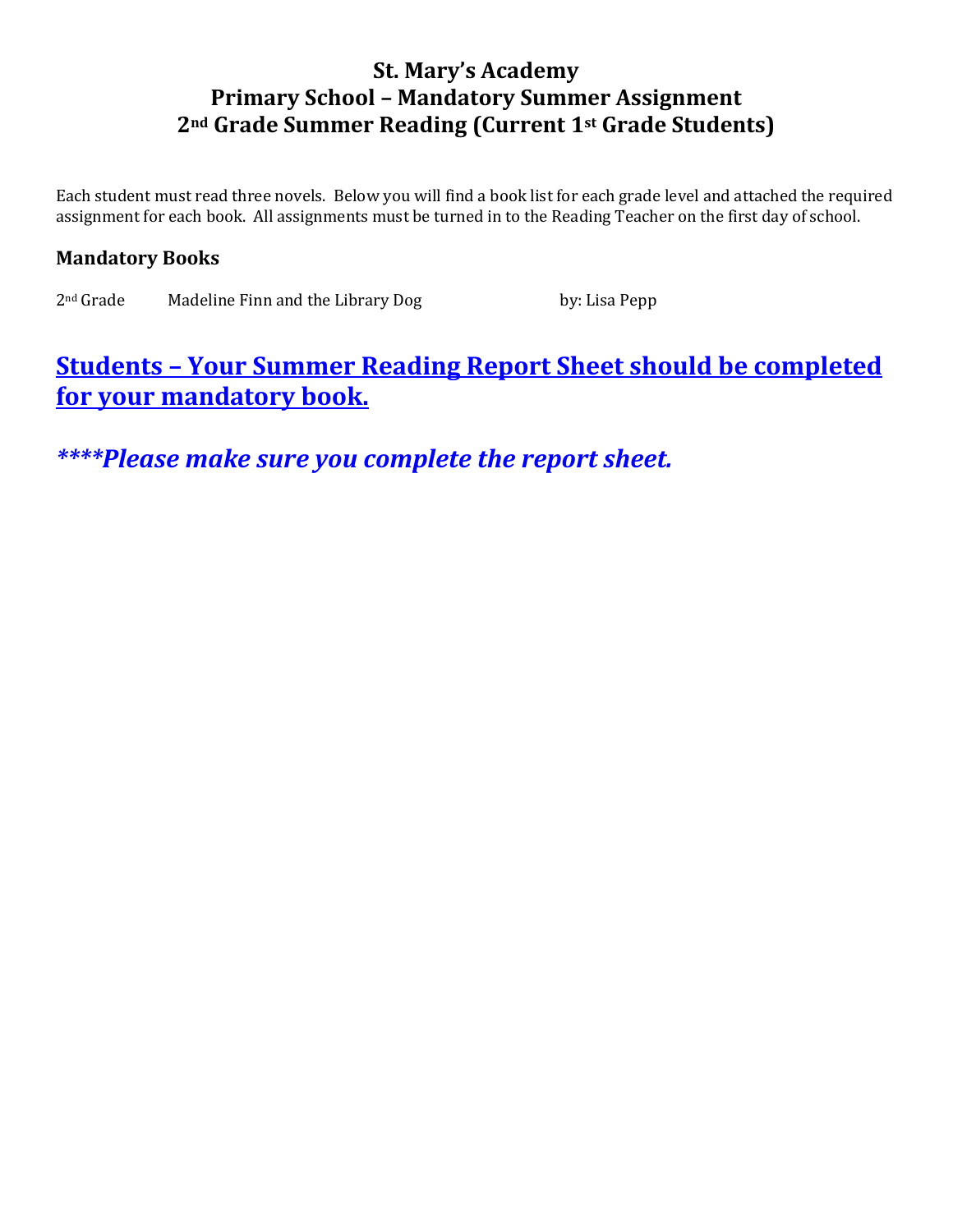# St. Mary's Academy
## Primary School – Mandatory Summer Assignment
## 2nd Grade Summer Reading (Current 1st Grade Students)

Each student must read three novels. Below you will find a book list for each grade level and attached the required assignment for each book. All assignments must be turned in to the Reading Teacher on the first day of school.

### Mandatory Books

| Grade | Title | Author |
| --- | --- | --- |
| 2nd Grade | Madeline Finn and the Library Dog | by: Lisa Pepp |

## **Students – Your Summer Reading Report Sheet should be completed for your mandatory book.**

## ***\*\*\*\*Please make sure you complete the report sheet.***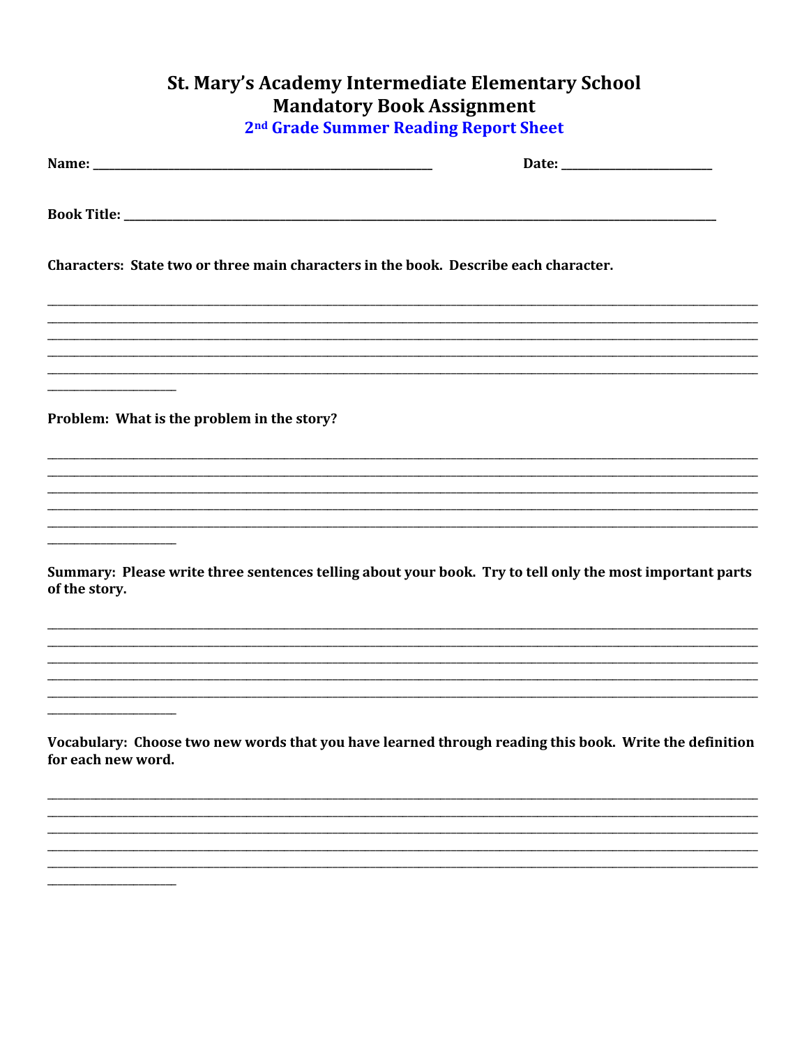# St. Mary's Academy Intermediate Elementary School
# Mandatory Book Assignment
## 2nd Grade Summer Reading Report Sheet

**Name:** ______________________________ **Date:** ________________

**Book Title:** ______________________________________________

**Characters: State two or three main characters in the book. Describe each character.**

__________________________________________________________________________
__________________________________________________________________________
__________________________________________________________________________
__________________________________________________________________________
__________________________________________________________________________
__________

**Problem: What is the problem in the story?**

__________________________________________________________________________
__________________________________________________________________________
__________________________________________________________________________
__________________________________________________________________________
__________________________________________________________________________
__________

**Summary: Please write three sentences telling about your book. Try to tell only the most important parts of the story.**

__________________________________________________________________________
__________________________________________________________________________
__________________________________________________________________________
__________________________________________________________________________
__________________________________________________________________________
__________

**Vocabulary: Choose two new words that you have learned through reading this book. Write the definition for each new word.**

__________________________________________________________________________
__________________________________________________________________________
__________________________________________________________________________
__________________________________________________________________________
__________________________________________________________________________
__________